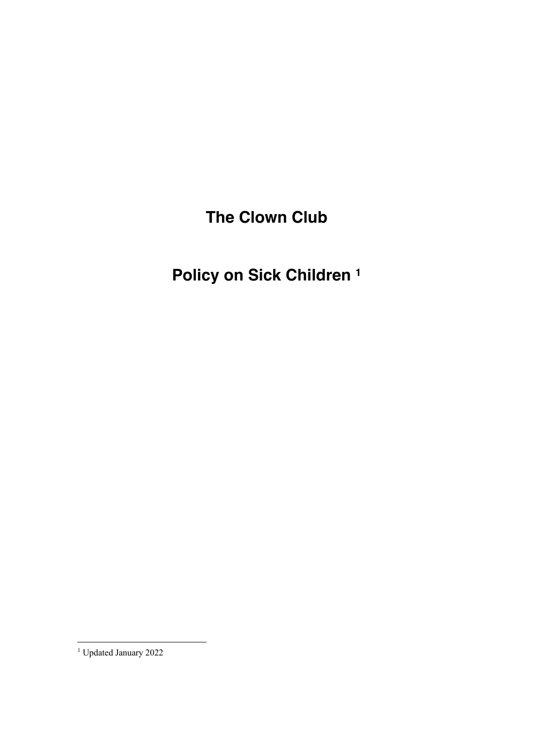# The Clown Club

# Policy on Sick Children [1]

[1] Updated January 2022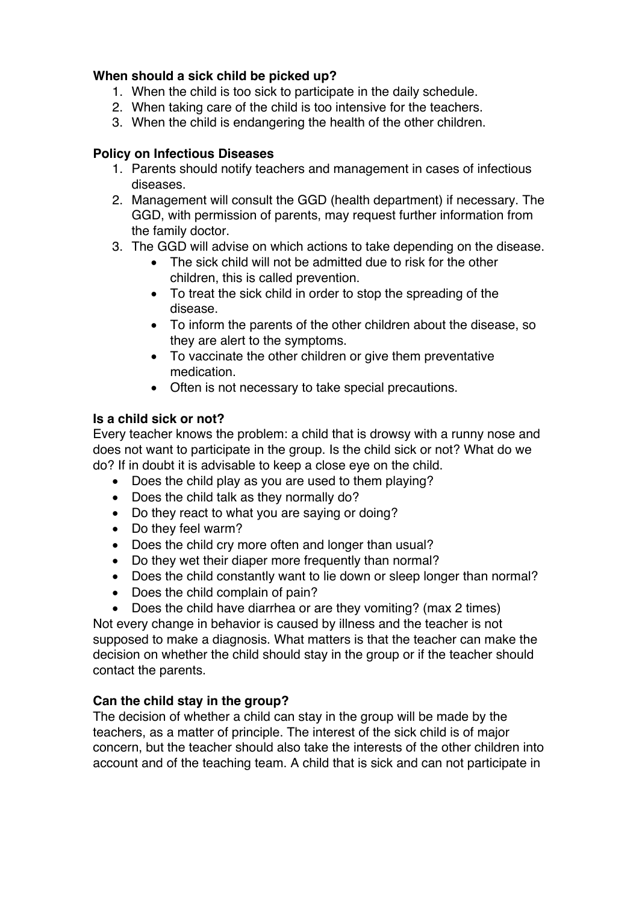**When should a sick child be picked up?**

1. When the child is too sick to participate in the daily schedule.
2. When taking care of the child is too intensive for the teachers.
3. When the child is endangering the health of the other children.

**Policy on Infectious Diseases**

1. Parents should notify teachers and management in cases of infectious diseases.
2. Management will consult the GGD (health department) if necessary. The GGD, with permission of parents, may request further information from the family doctor.
3. The GGD will advise on which actions to take depending on the disease.
    - The sick child will not be admitted due to risk for the other children, this is called prevention.
    - To treat the sick child in order to stop the spreading of the disease.
    - To inform the parents of the other children about the disease, so they are alert to the symptoms.
    - To vaccinate the other children or give them preventative medication.
    - Often is not necessary to take special precautions.

**Is a child sick or not?**

Every teacher knows the problem: a child that is drowsy with a runny nose and does not want to participate in the group. Is the child sick or not? What do we do? If in doubt it is advisable to keep a close eye on the child.

- Does the child play as you are used to them playing?
- Does the child talk as they normally do?
- Do they react to what you are saying or doing?
- Do they feel warm?
- Does the child cry more often and longer than usual?
- Do they wet their diaper more frequently than normal?
- Does the child constantly want to lie down or sleep longer than normal?
- Does the child complain of pain?
- Does the child have diarrhea or are they vomiting? (max 2 times)

Not every change in behavior is caused by illness and the teacher is not supposed to make a diagnosis. What matters is that the teacher can make the decision on whether the child should stay in the group or if the teacher should contact the parents.

**Can the child stay in the group?**

The decision of whether a child can stay in the group will be made by the teachers, as a matter of principle. The interest of the sick child is of major concern, but the teacher should also take the interests of the other children into account and of the teaching team. A child that is sick and can not participate in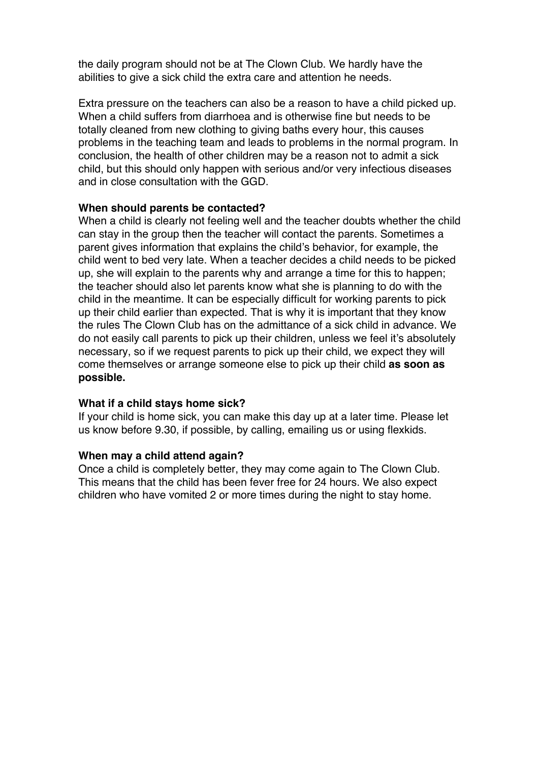the daily program should not be at The Clown Club. We hardly have the abilities to give a sick child the extra care and attention he needs.

Extra pressure on the teachers can also be a reason to have a child picked up. When a child suffers from diarrhoea and is otherwise fine but needs to be totally cleaned from new clothing to giving baths every hour, this causes problems in the teaching team and leads to problems in the normal program. In conclusion, the health of other children may be a reason not to admit a sick child, but this should only happen with serious and/or very infectious diseases and in close consultation with the GGD.

**When should parents be contacted?**
When a child is clearly not feeling well and the teacher doubts whether the child can stay in the group then the teacher will contact the parents. Sometimes a parent gives information that explains the child's behavior, for example, the child went to bed very late. When a teacher decides a child needs to be picked up, she will explain to the parents why and arrange a time for this to happen; the teacher should also let parents know what she is planning to do with the child in the meantime. It can be especially difficult for working parents to pick up their child earlier than expected. That is why it is important that they know the rules The Clown Club has on the admittance of a sick child in advance. We do not easily call parents to pick up their children, unless we feel it's absolutely necessary, so if we request parents to pick up their child, we expect they will come themselves or arrange someone else to pick up their child **as soon as possible.**

**What if a child stays home sick?**
If your child is home sick, you can make this day up at a later time. Please let us know before 9.30, if possible, by calling, emailing us or using flexkids.

**When may a child attend again?**
Once a child is completely better, they may come again to The Clown Club. This means that the child has been fever free for 24 hours. We also expect children who have vomited 2 or more times during the night to stay home.